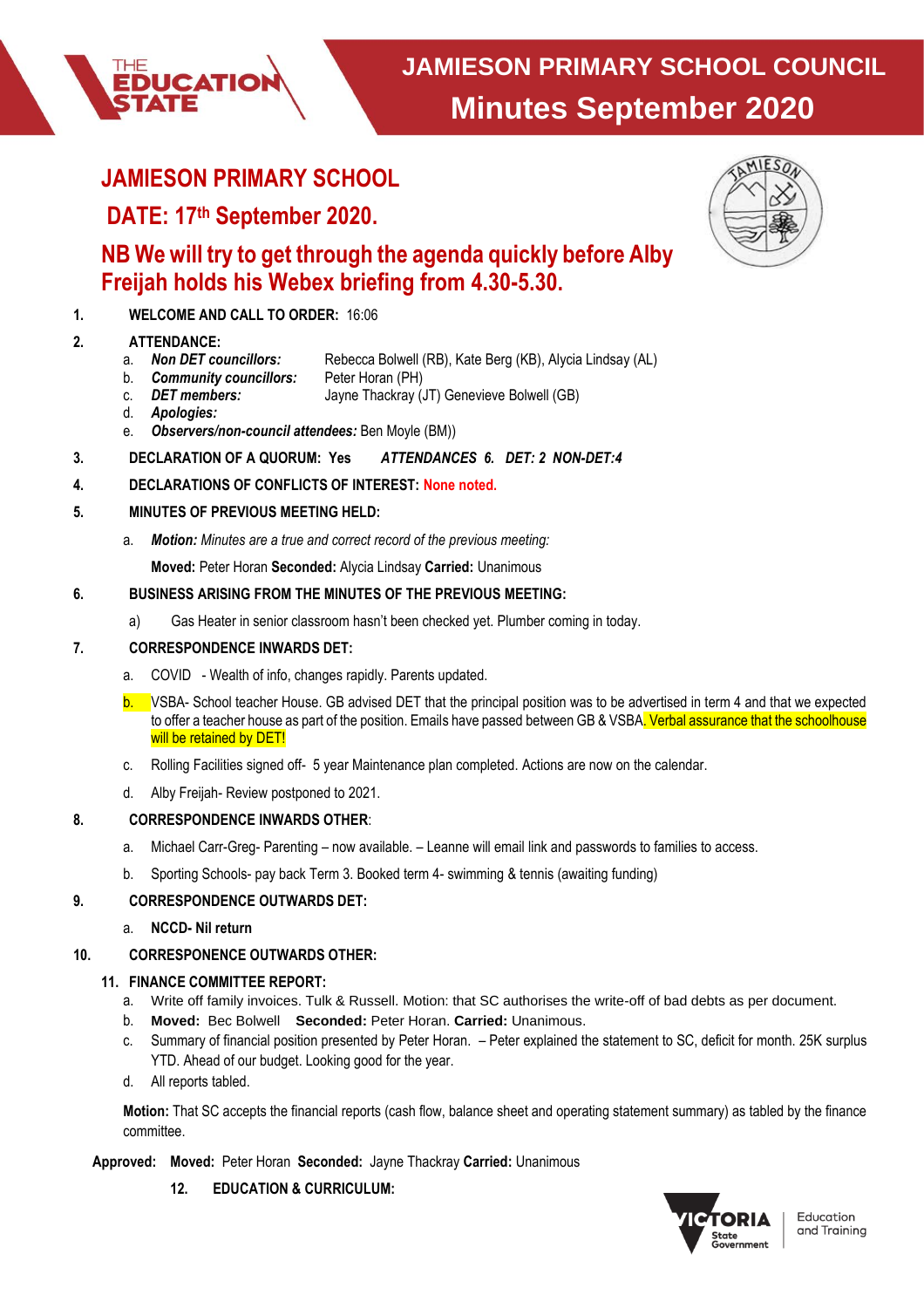# JAMIESON PRIMARY SCHOOL COUNCIL
## Minutes September 2020

## JAMIESON PRIMARY SCHOOL

## DATE: 17th September 2020.

## NB We will try to get through the agenda quickly before Alby Freijah holds his Webex briefing from 4.30-5.30.

1. **WELCOME AND CALL TO ORDER:** 16:06

2. **ATTENDANCE:**
   a. ***Non DET councillors:*** Rebecca Bolwell (RB), Kate Berg (KB), Alycia Lindsay (AL)
   b. ***Community councillors:*** Peter Horan (PH)
   c. ***DET members:*** Jayne Thackray (JT) Genevieve Bolwell (GB)
   d. ***Apologies:***
   e. ***Observers/non-council attendees:*** Ben Moyle (BM))

3. **DECLARATION OF A QUORUM: Yes** ***ATTENDANCES 6. DET: 2 NON-DET:4***

4. **DECLARATIONS OF CONFLICTS OF INTEREST:** None noted.

5. **MINUTES OF PREVIOUS MEETING HELD:**

   a. ***Motion:*** *Minutes are a true and correct record of the previous meeting:*

   **Moved:** Peter Horan **Seconded:** Alycia Lindsay **Carried:** Unanimous

6. **BUSINESS ARISING FROM THE MINUTES OF THE PREVIOUS MEETING:**

   a) Gas Heater in senior classroom hasn't been checked yet. Plumber coming in today.

7. **CORRESPONDENCE INWARDS DET:**

   a. COVID - Wealth of info, changes rapidly. Parents updated.

   b. VSBA- School teacher House. GB advised DET that the principal position was to be advertised in term 4 and that we expected to offer a teacher house as part of the position. Emails have passed between GB & VSBA. Verbal assurance that the schoolhouse will be retained by DET!

   c. Rolling Facilities signed off- 5 year Maintenance plan completed. Actions are now on the calendar.

   d. Alby Freijah- Review postponed to 2021.

8. **CORRESPONDENCE INWARDS OTHER:**

   a. Michael Carr-Greg- Parenting – now available. – Leanne will email link and passwords to families to access.

   b. Sporting Schools- pay back Term 3. Booked term 4- swimming & tennis (awaiting funding)

9. **CORRESPONDENCE OUTWARDS DET:**

   a. **NCCD- Nil return**

10. **CORRESPONENCE OUTWARDS OTHER:**

11. **FINANCE COMMITTEE REPORT:**
    a. Write off family invoices. Tulk & Russell. Motion: that SC authorises the write-off of bad debts as per document.
    b. **Moved:** Bec Bolwell **Seconded:** Peter Horan. **Carried:** Unanimous.
    c. Summary of financial position presented by Peter Horan. – Peter explained the statement to SC, deficit for month. 25K surplus YTD. Ahead of our budget. Looking good for the year.
    d. All reports tabled.

    **Motion:** That SC accepts the financial reports (cash flow, balance sheet and operating statement summary) as tabled by the finance committee.

**Approved: Moved:** Peter Horan **Seconded:** Jayne Thackray **Carried:** Unanimous

12. **EDUCATION & CURRICULUM:**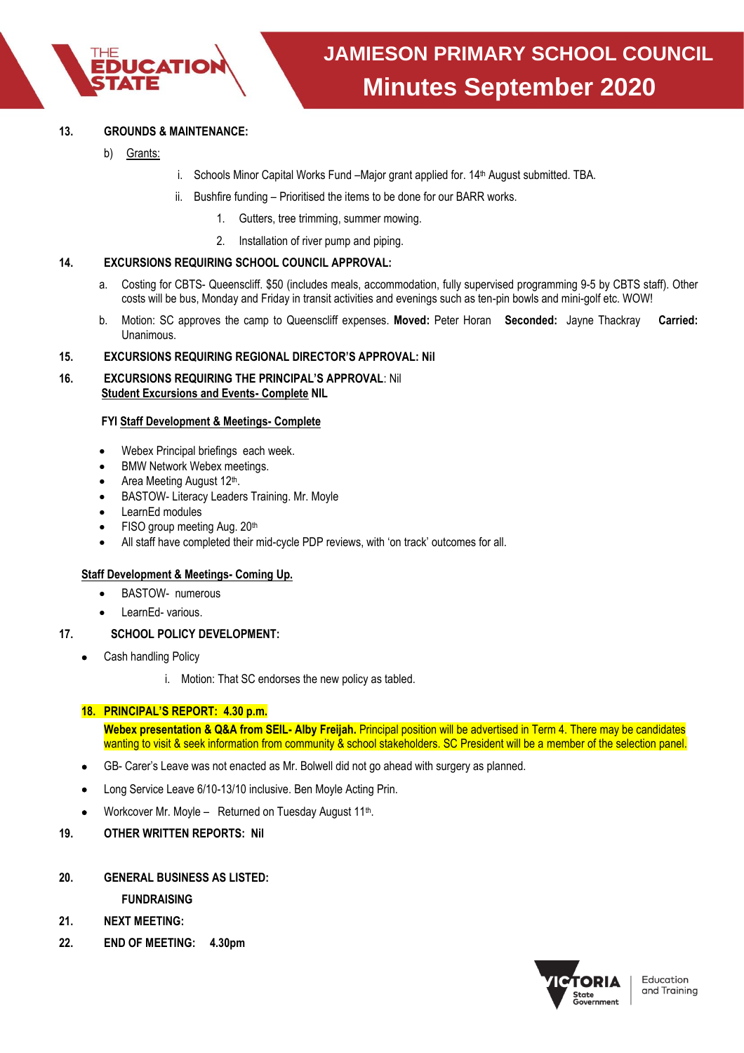**13. GROUNDS & MAINTENANCE:**

b) Grants:

i. Schools Minor Capital Works Fund –Major grant applied for. 14th August submitted. TBA.

ii. Bushfire funding – Prioritised the items to be done for our BARR works.

1. Gutters, tree trimming, summer mowing.
2. Installation of river pump and piping.

**14. EXCURSIONS REQUIRING SCHOOL COUNCIL APPROVAL:**

a. Costing for CBTS- Queenscliff. $50 (includes meals, accommodation, fully supervised programming 9-5 by CBTS staff). Other costs will be bus, Monday and Friday in transit activities and evenings such as ten-pin bowls and mini-golf etc. WOW!

b. Motion: SC approves the camp to Queenscliff expenses. **Moved:** Peter Horan **Seconded:** Jayne Thackray **Carried:** Unanimous.

**15. EXCURSIONS REQUIRING REGIONAL DIRECTOR'S APPROVAL: Nil**

**16. EXCURSIONS REQUIRING THE PRINCIPAL'S APPROVAL**: Nil

**Student Excursions and Events- Complete NIL**

**FYI Staff Development & Meetings- Complete**

- Webex Principal briefings each week.
- BMW Network Webex meetings.
- Area Meeting August 12th.
- BASTOW- Literacy Leaders Training. Mr. Moyle
- LearnEd modules
- FISO group meeting Aug. 20th
- All staff have completed their mid-cycle PDP reviews, with 'on track' outcomes for all.

**Staff Development & Meetings- Coming Up.**

- BASTOW- numerous
- LearnEd- various.

**17. SCHOOL POLICY DEVELOPMENT:**

- Cash handling Policy

i. Motion: That SC endorses the new policy as tabled.

**18. PRINCIPAL'S REPORT: 4.30 p.m.**

**Webex presentation & Q&A from SEIL- Alby Freijah.** Principal position will be advertised in Term 4. There may be candidates wanting to visit & seek information from community & school stakeholders. SC President will be a member of the selection panel.

- GB- Carer's Leave was not enacted as Mr. Bolwell did not go ahead with surgery as planned.
- Long Service Leave 6/10-13/10 inclusive. Ben Moyle Acting Prin.
- Workcover Mr. Moyle – Returned on Tuesday August 11th.

**19. OTHER WRITTEN REPORTS: Nil**

**20. GENERAL BUSINESS AS LISTED:**

**FUNDRAISING**

**21. NEXT MEETING:**

**22. END OF MEETING: 4.30pm**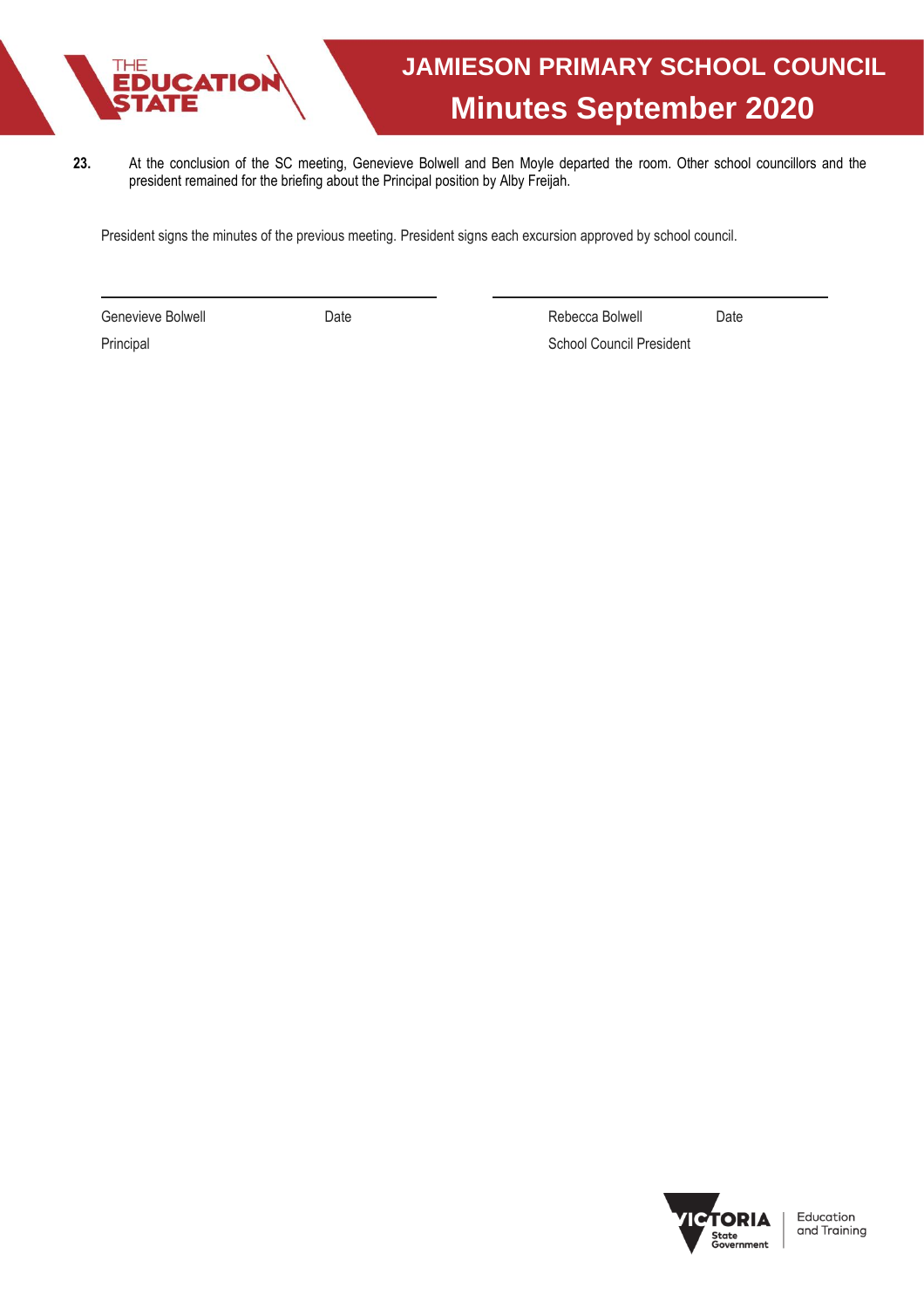**23.** At the conclusion of the SC meeting, Genevieve Bolwell and Ben Moyle departed the room. Other school councillors and the president remained for the briefing about the Principal position by Alby Freijah.

President signs the minutes of the previous meeting. President signs each excursion approved by school council.

| | | | |
|---|---|---|---|
| Genevieve Bolwell | Date | Rebecca Bolwell | Date |
| Principal | | School Council President | |